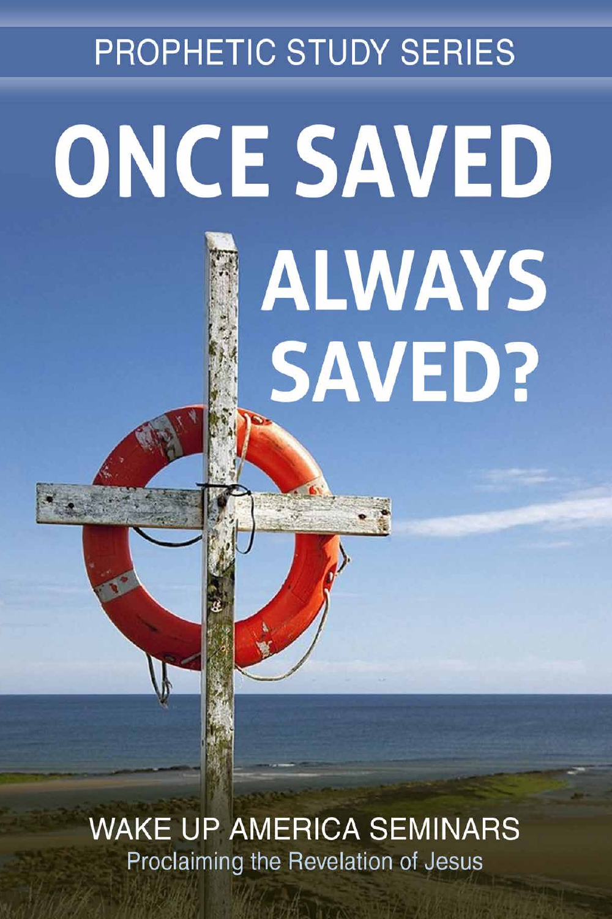PROPHETIC STUDY SERIES

# ONCE SAVED ALWAYS SAVED?

WAKE UP AMERICA SEMINARS

Proclaiming the Revelation of Jesus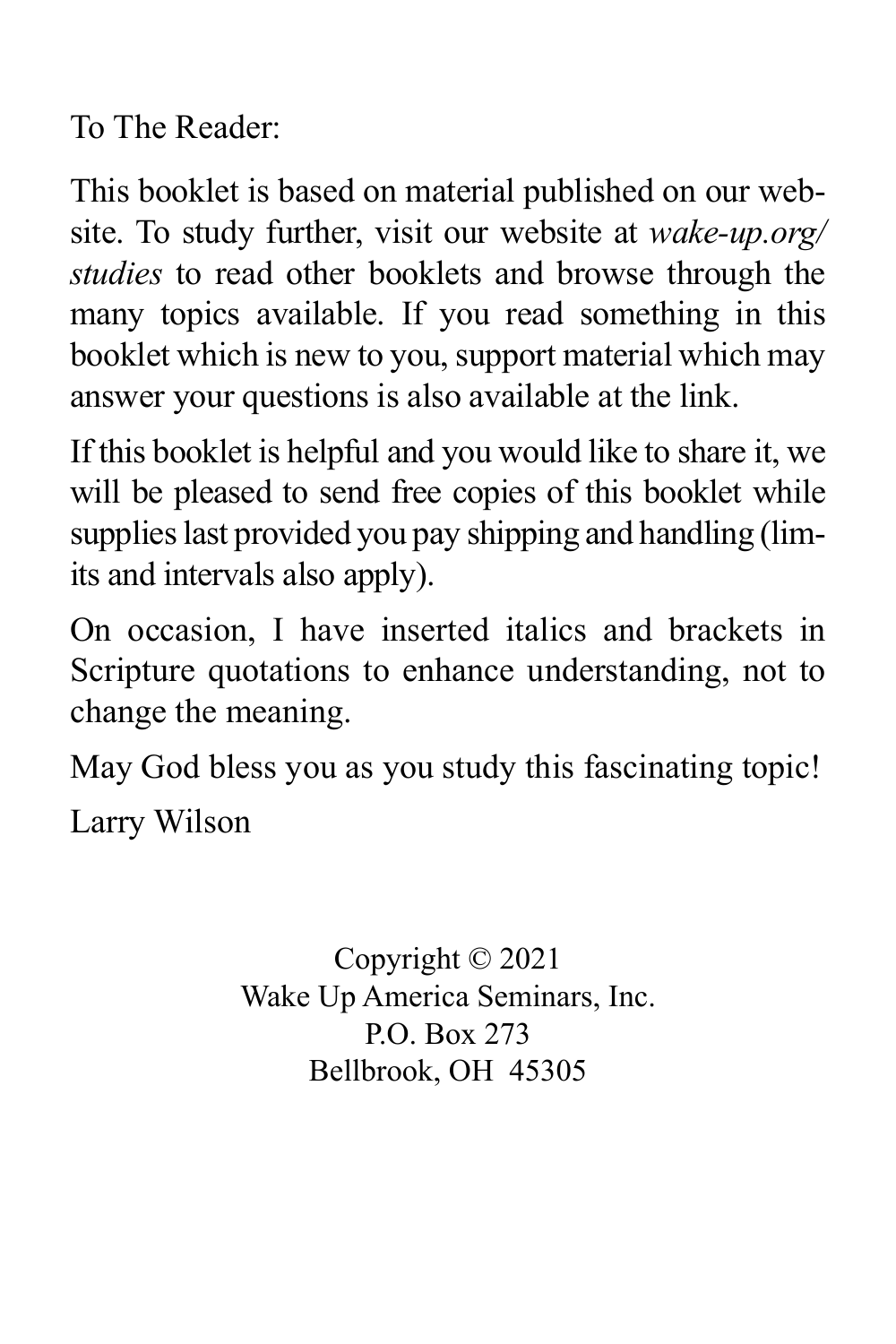To The Reader:

This booklet is based on material published on our website. To study further, visit our website at *wake-up.org/studies* to read other booklets and browse through the many topics available. If you read something in this booklet which is new to you, support material which may answer your questions is also available at the link.

If this booklet is helpful and you would like to share it, we will be pleased to send free copies of this booklet while supplies last provided you pay shipping and handling (limits and intervals also apply).

On occasion, I have inserted italics and brackets in Scripture quotations to enhance understanding, not to change the meaning.

May God bless you as you study this fascinating topic!

Larry Wilson

Copyright © 2021
Wake Up America Seminars, Inc.
P.O. Box 273
Bellbrook, OH 45305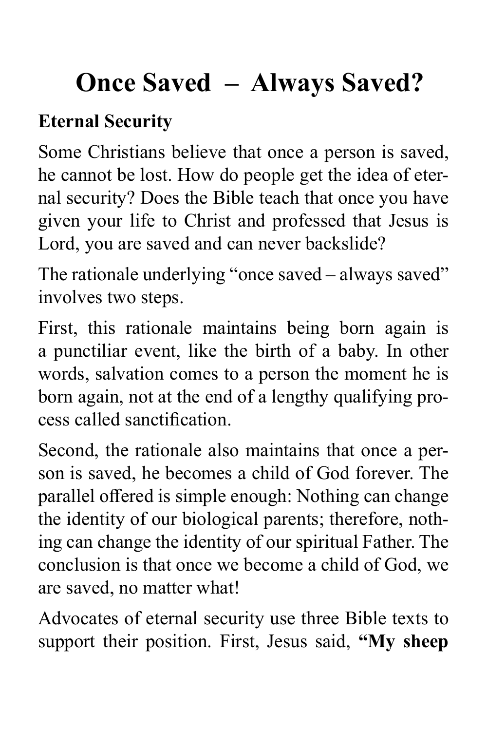# Once Saved – Always Saved?

**Eternal Security**

Some Christians believe that once a person is saved, he cannot be lost. How do people get the idea of eternal security? Does the Bible teach that once you have given your life to Christ and professed that Jesus is Lord, you are saved and can never backslide?

The rationale underlying "once saved – always saved" involves two steps.

First, this rationale maintains being born again is a punctiliar event, like the birth of a baby. In other words, salvation comes to a person the moment he is born again, not at the end of a lengthy qualifying process called sanctification.

Second, the rationale also maintains that once a person is saved, he becomes a child of God forever. The parallel offered is simple enough: Nothing can change the identity of our biological parents; therefore, nothing can change the identity of our spiritual Father. The conclusion is that once we become a child of God, we are saved, no matter what!

Advocates of eternal security use three Bible texts to support their position. First, Jesus said, **"My sheep**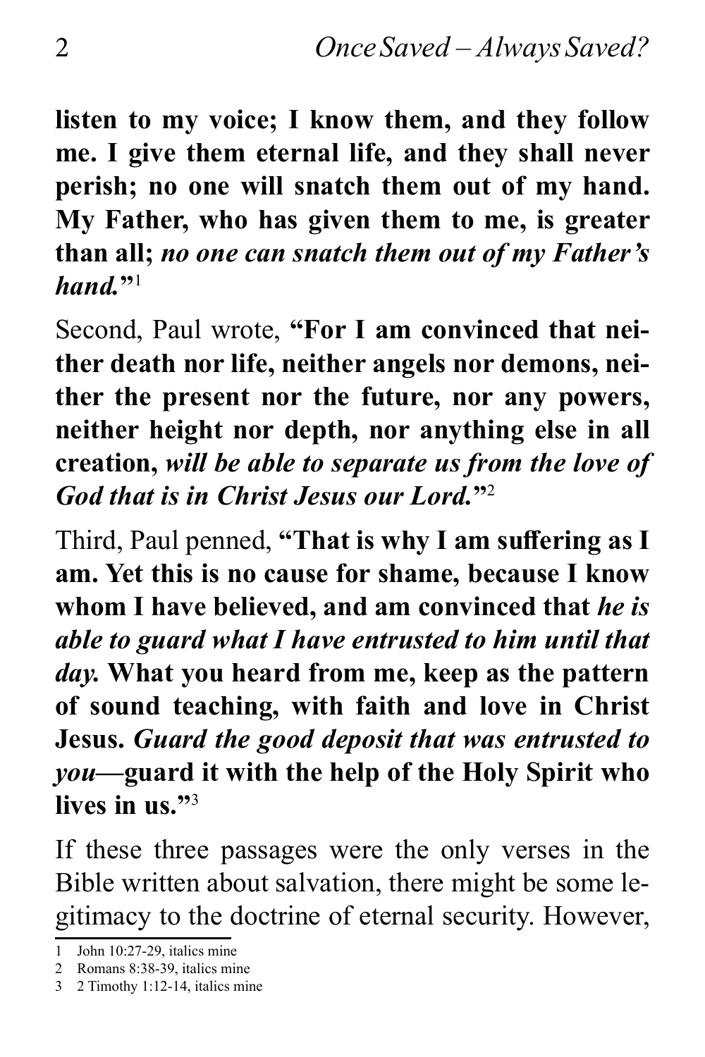**listen to my voice; I know them, and they follow me. I give them eternal life, and they shall never perish; no one will snatch them out of my hand. My Father, who has given them to me, is greater than all; *no one can snatch them out of my Father's hand.*"**[1]

Second, Paul wrote, **"For I am convinced that neither death nor life, neither angels nor demons, neither the present nor the future, nor any powers, neither height nor depth, nor anything else in all creation, *will be able to separate us from the love of God that is in Christ Jesus our Lord.*"**[2]

Third, Paul penned, **"That is why I am suffering as I am. Yet this is no cause for shame, because I know whom I have believed, and am convinced that *he is able to guard what I have entrusted to him until that day.* What you heard from me, keep as the pattern of sound teaching, with faith and love in Christ Jesus. *Guard the good deposit that was entrusted to you*—guard it with the help of the Holy Spirit who lives in us."**[3]

If these three passages were the only verses in the Bible written about salvation, there might be some legitimacy to the doctrine of eternal security. However,

---

1 John 10:27-29, italics mine

2 Romans 8:38-39, italics mine

3 2 Timothy 1:12-14, italics mine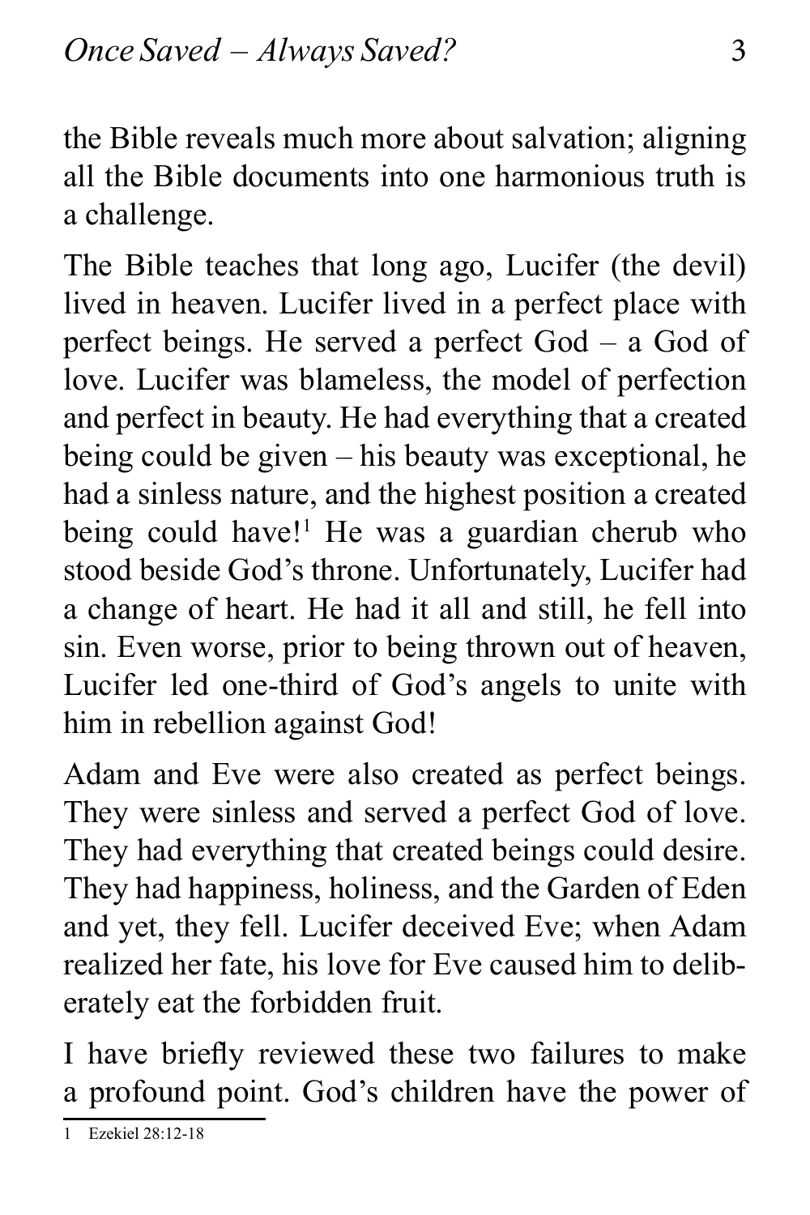the Bible reveals much more about salvation; aligning all the Bible documents into one harmonious truth is a challenge.

The Bible teaches that long ago, Lucifer (the devil) lived in heaven. Lucifer lived in a perfect place with perfect beings. He served a perfect God – a God of love. Lucifer was blameless, the model of perfection and perfect in beauty. He had everything that a created being could be given – his beauty was exceptional, he had a sinless nature, and the highest position a created being could have![1] He was a guardian cherub who stood beside God's throne. Unfortunately, Lucifer had a change of heart. He had it all and still, he fell into sin. Even worse, prior to being thrown out of heaven, Lucifer led one-third of God's angels to unite with him in rebellion against God!

Adam and Eve were also created as perfect beings. They were sinless and served a perfect God of love. They had everything that created beings could desire. They had happiness, holiness, and the Garden of Eden and yet, they fell. Lucifer deceived Eve; when Adam realized her fate, his love for Eve caused him to deliberately eat the forbidden fruit.

I have briefly reviewed these two failures to make a profound point. God's children have the power of

---

1 Ezekiel 28:12-18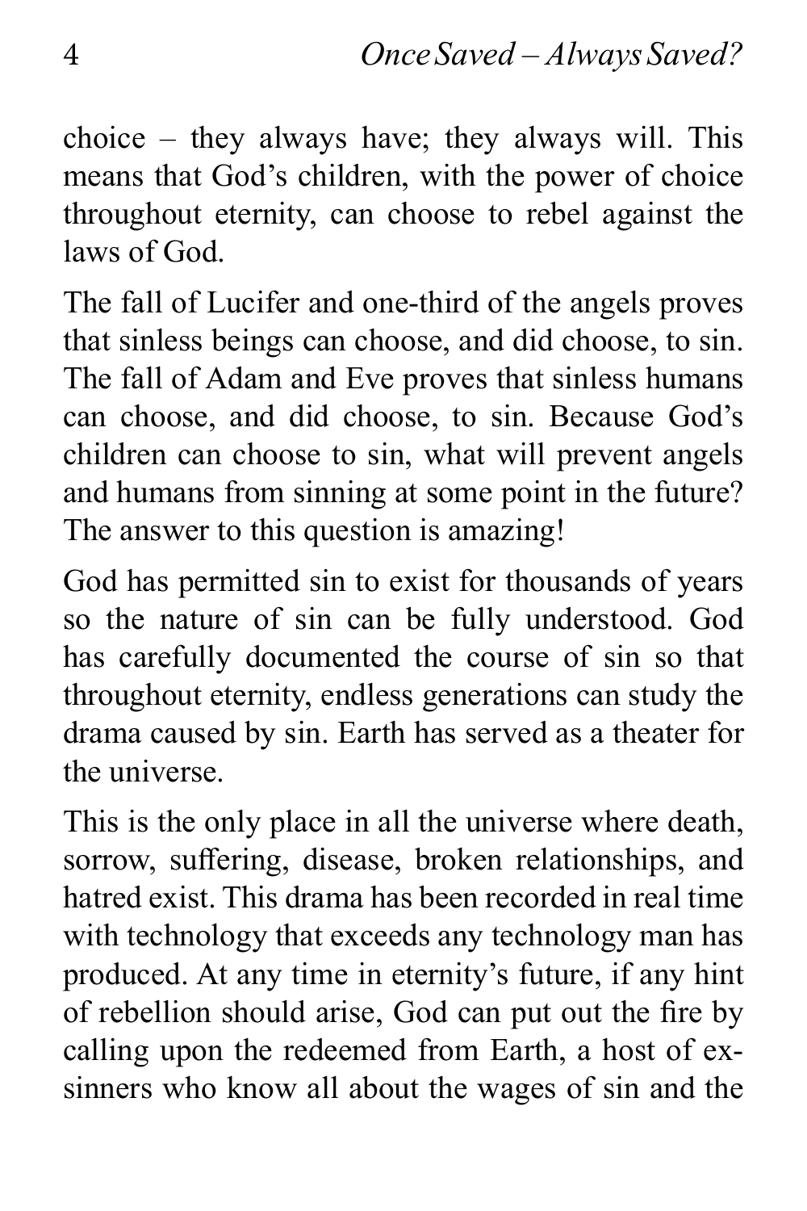choice – they always have; they always will. This means that God's children, with the power of choice throughout eternity, can choose to rebel against the laws of God.

The fall of Lucifer and one-third of the angels proves that sinless beings can choose, and did choose, to sin. The fall of Adam and Eve proves that sinless humans can choose, and did choose, to sin. Because God's children can choose to sin, what will prevent angels and humans from sinning at some point in the future? The answer to this question is amazing!

God has permitted sin to exist for thousands of years so the nature of sin can be fully understood. God has carefully documented the course of sin so that throughout eternity, endless generations can study the drama caused by sin. Earth has served as a theater for the universe.

This is the only place in all the universe where death, sorrow, suffering, disease, broken relationships, and hatred exist. This drama has been recorded in real time with technology that exceeds any technology man has produced. At any time in eternity's future, if any hint of rebellion should arise, God can put out the fire by calling upon the redeemed from Earth, a host of ex-sinners who know all about the wages of sin and the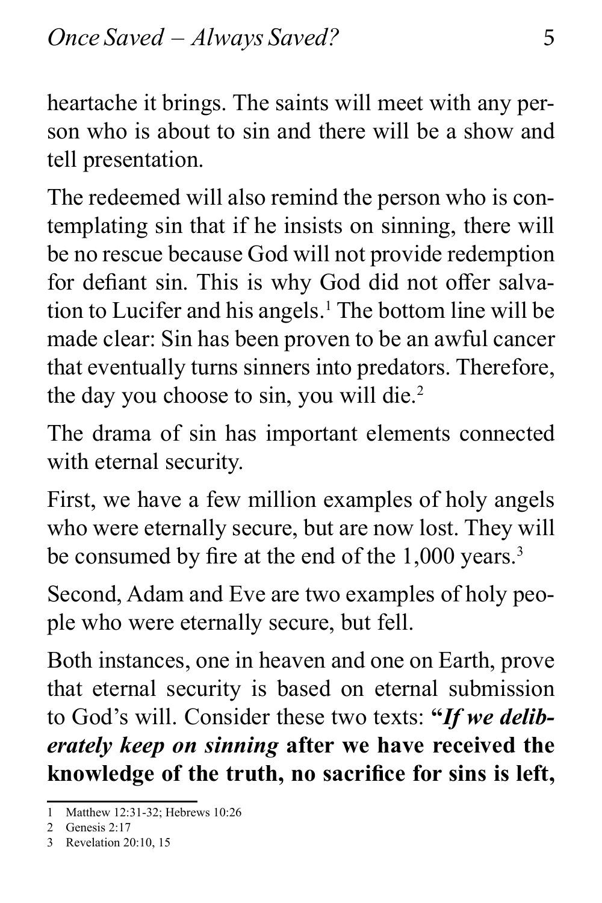heartache it brings. The saints will meet with any person who is about to sin and there will be a show and tell presentation.

The redeemed will also remind the person who is contemplating sin that if he insists on sinning, there will be no rescue because God will not provide redemption for defiant sin. This is why God did not offer salvation to Lucifer and his angels.[1] The bottom line will be made clear: Sin has been proven to be an awful cancer that eventually turns sinners into predators. Therefore, the day you choose to sin, you will die.[2]

The drama of sin has important elements connected with eternal security.

First, we have a few million examples of holy angels who were eternally secure, but are now lost. They will be consumed by fire at the end of the 1,000 years.[3]

Second, Adam and Eve are two examples of holy people who were eternally secure, but fell.

Both instances, one in heaven and one on Earth, prove that eternal security is based on eternal submission to God's will. Consider these two texts: **"*If we deliberately keep on sinning* after we have received the knowledge of the truth, no sacrifice for sins is left,**

---

1 Matthew 12:31-32; Hebrews 10:26

2 Genesis 2:17

3 Revelation 20:10, 15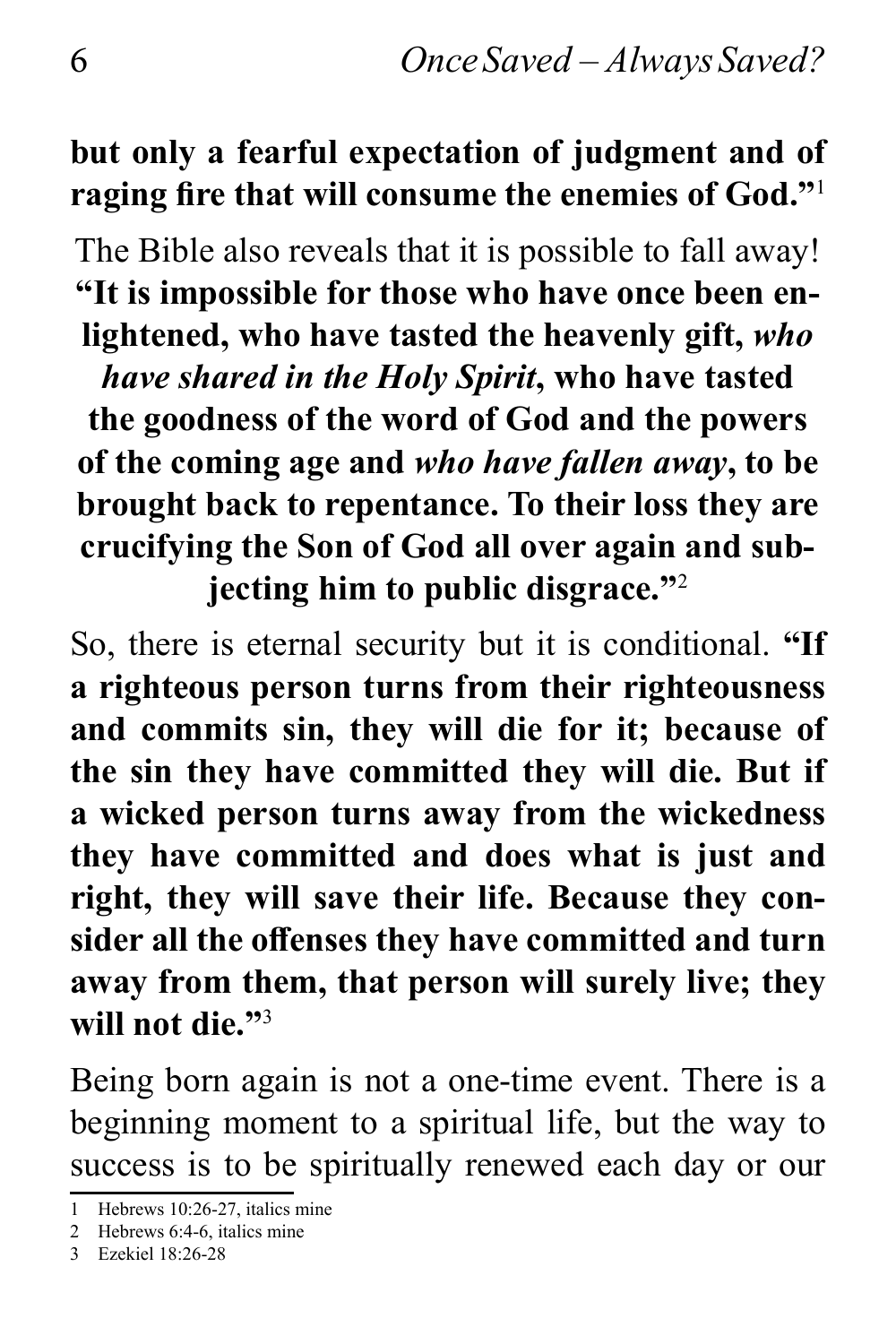**but only a fearful expectation of judgment and of raging fire that will consume the enemies of God."**[1]

The Bible also reveals that it is possible to fall away! **"It is impossible for those who have once been enlightened, who have tasted the heavenly gift, *who have shared in the Holy Spirit*, who have tasted the goodness of the word of God and the powers of the coming age and *who have fallen away*, to be brought back to repentance. To their loss they are crucifying the Son of God all over again and subjecting him to public disgrace."**[2]

So, there is eternal security but it is conditional. **"If a righteous person turns from their righteousness and commits sin, they will die for it; because of the sin they have committed they will die. But if a wicked person turns away from the wickedness they have committed and does what is just and right, they will save their life. Because they consider all the offenses they have committed and turn away from them, that person will surely live; they will not die."**[3]

Being born again is not a one-time event. There is a beginning moment to a spiritual life, but the way to success is to be spiritually renewed each day or our

---

1 Hebrews 10:26-27, italics mine

2 Hebrews 6:4-6, italics mine

3 Ezekiel 18:26-28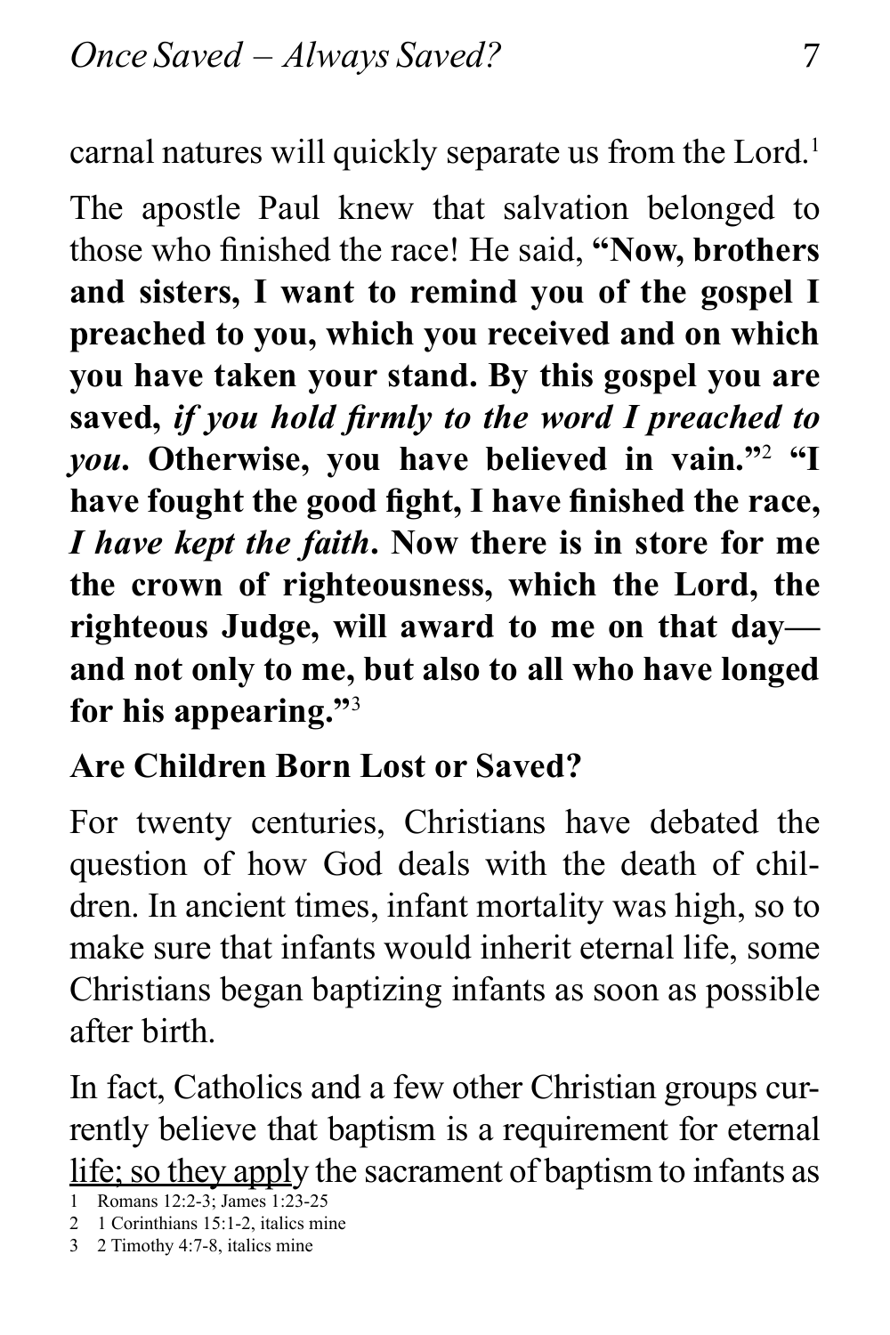carnal natures will quickly separate us from the Lord.[1]

The apostle Paul knew that salvation belonged to those who finished the race! He said, **"Now, brothers and sisters, I want to remind you of the gospel I preached to you, which you received and on which you have taken your stand. By this gospel you are saved, *if you hold firmly to the word I preached to you*. Otherwise, you have believed in vain."**[2] **"I have fought the good fight, I have finished the race, *I have kept the faith*. Now there is in store for me the crown of righteousness, which the Lord, the righteous Judge, will award to me on that day—and not only to me, but also to all who have longed for his appearing."**[3]

### Are Children Born Lost or Saved?

For twenty centuries, Christians have debated the question of how God deals with the death of children. In ancient times, infant mortality was high, so to make sure that infants would inherit eternal life, some Christians began baptizing infants as soon as possible after birth.

In fact, Catholics and a few other Christian groups currently believe that baptism is a requirement for eternal life; so they apply the sacrament of baptism to infants as

1 Romans 12:2-3; James 1:23-25

2 1 Corinthians 15:1-2, italics mine

3 2 Timothy 4:7-8, italics mine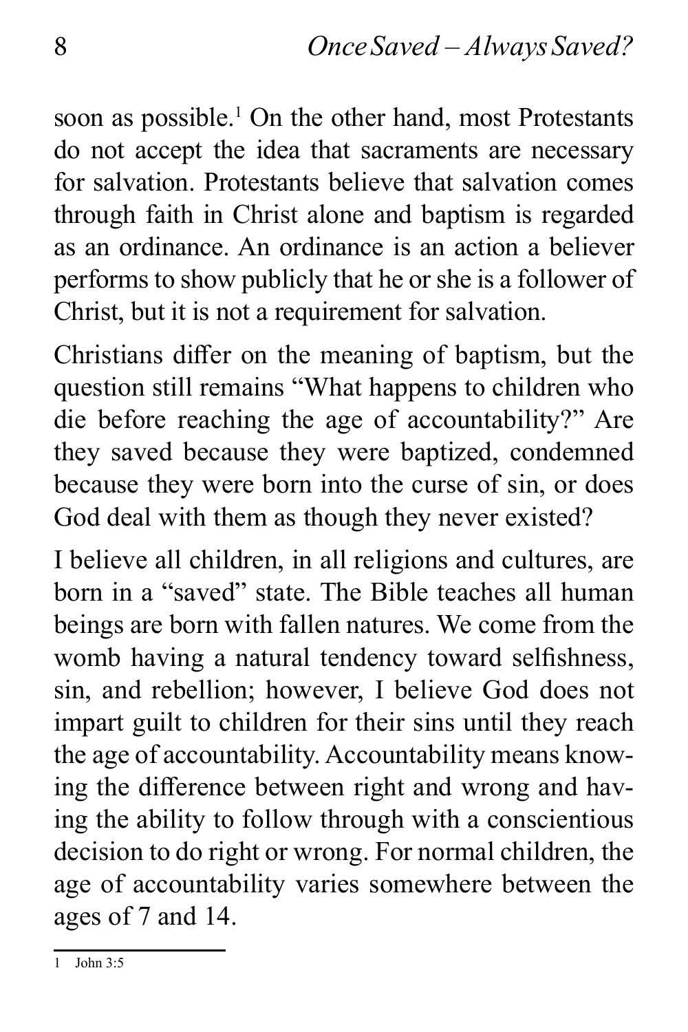soon as possible.[1] On the other hand, most Protestants do not accept the idea that sacraments are necessary for salvation. Protestants believe that salvation comes through faith in Christ alone and baptism is regarded as an ordinance. An ordinance is an action a believer performs to show publicly that he or she is a follower of Christ, but it is not a requirement for salvation.

Christians differ on the meaning of baptism, but the question still remains "What happens to children who die before reaching the age of accountability?" Are they saved because they were baptized, condemned because they were born into the curse of sin, or does God deal with them as though they never existed?

I believe all children, in all religions and cultures, are born in a "saved" state. The Bible teaches all human beings are born with fallen natures. We come from the womb having a natural tendency toward selfishness, sin, and rebellion; however, I believe God does not impart guilt to children for their sins until they reach the age of accountability. Accountability means knowing the difference between right and wrong and having the ability to follow through with a conscientious decision to do right or wrong. For normal children, the age of accountability varies somewhere between the ages of 7 and 14.

---

[1] John 3:5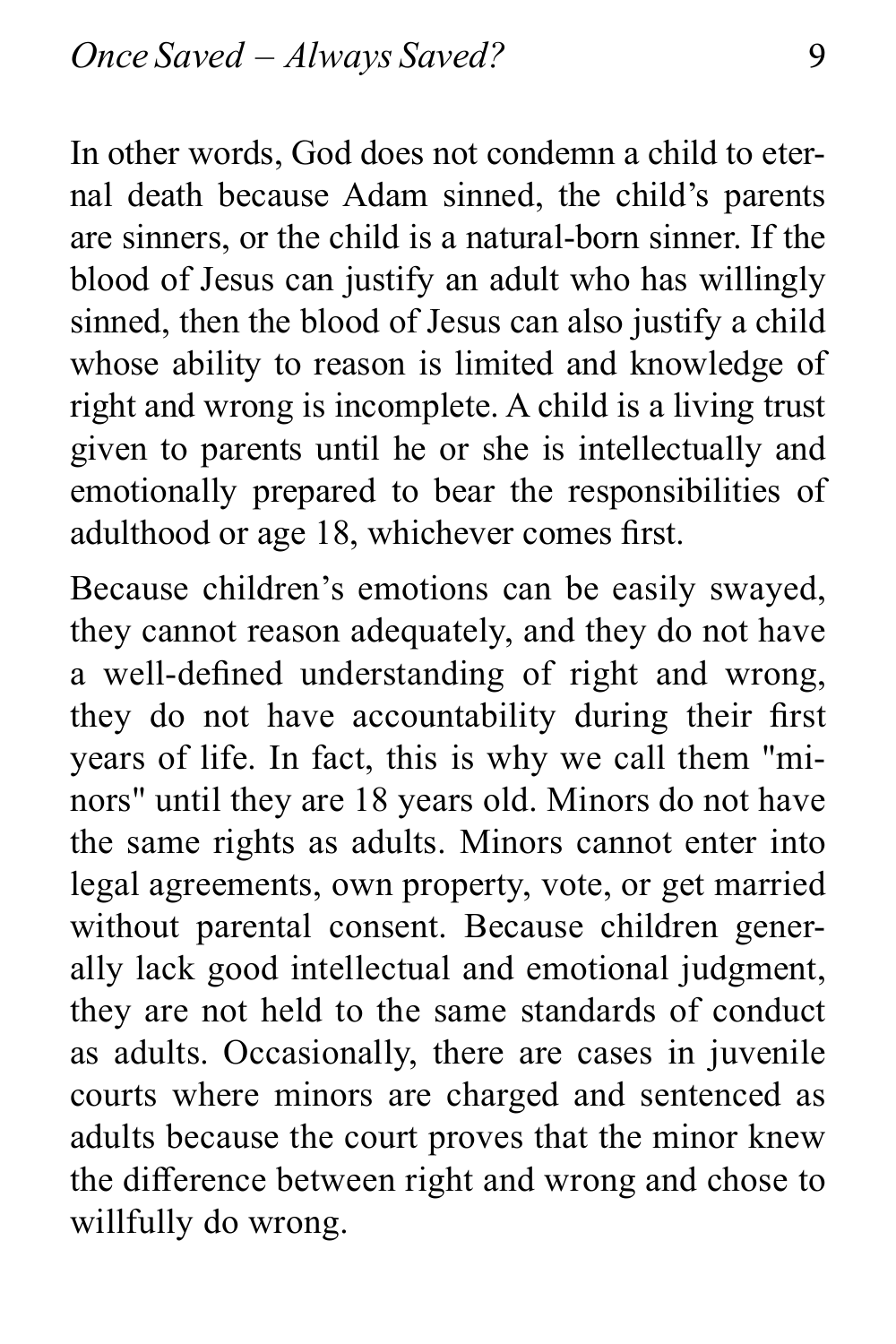In other words, God does not condemn a child to eternal death because Adam sinned, the child's parents are sinners, or the child is a natural-born sinner. If the blood of Jesus can justify an adult who has willingly sinned, then the blood of Jesus can also justify a child whose ability to reason is limited and knowledge of right and wrong is incomplete. A child is a living trust given to parents until he or she is intellectually and emotionally prepared to bear the responsibilities of adulthood or age 18, whichever comes first.

Because children's emotions can be easily swayed, they cannot reason adequately, and they do not have a well-defined understanding of right and wrong, they do not have accountability during their first years of life. In fact, this is why we call them "minors" until they are 18 years old. Minors do not have the same rights as adults. Minors cannot enter into legal agreements, own property, vote, or get married without parental consent. Because children generally lack good intellectual and emotional judgment, they are not held to the same standards of conduct as adults. Occasionally, there are cases in juvenile courts where minors are charged and sentenced as adults because the court proves that the minor knew the difference between right and wrong and chose to willfully do wrong.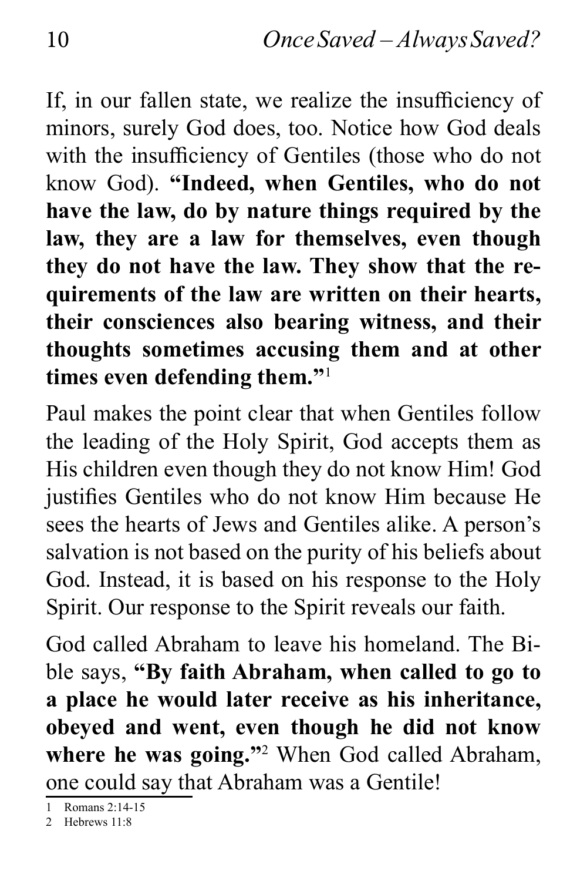If, in our fallen state, we realize the insufficiency of minors, surely God does, too. Notice how God deals with the insufficiency of Gentiles (those who do not know God). **"Indeed, when Gentiles, who do not have the law, do by nature things required by the law, they are a law for themselves, even though they do not have the law. They show that the requirements of the law are written on their hearts, their consciences also bearing witness, and their thoughts sometimes accusing them and at other times even defending them."**[1]

Paul makes the point clear that when Gentiles follow the leading of the Holy Spirit, God accepts them as His children even though they do not know Him! God justifies Gentiles who do not know Him because He sees the hearts of Jews and Gentiles alike. A person's salvation is not based on the purity of his beliefs about God. Instead, it is based on his response to the Holy Spirit. Our response to the Spirit reveals our faith.

God called Abraham to leave his homeland. The Bible says, **"By faith Abraham, when called to go to a place he would later receive as his inheritance, obeyed and went, even though he did not know where he was going."**[2] When God called Abraham, one could say that Abraham was a Gentile!

---

1 Romans 2:14-15

2 Hebrews 11:8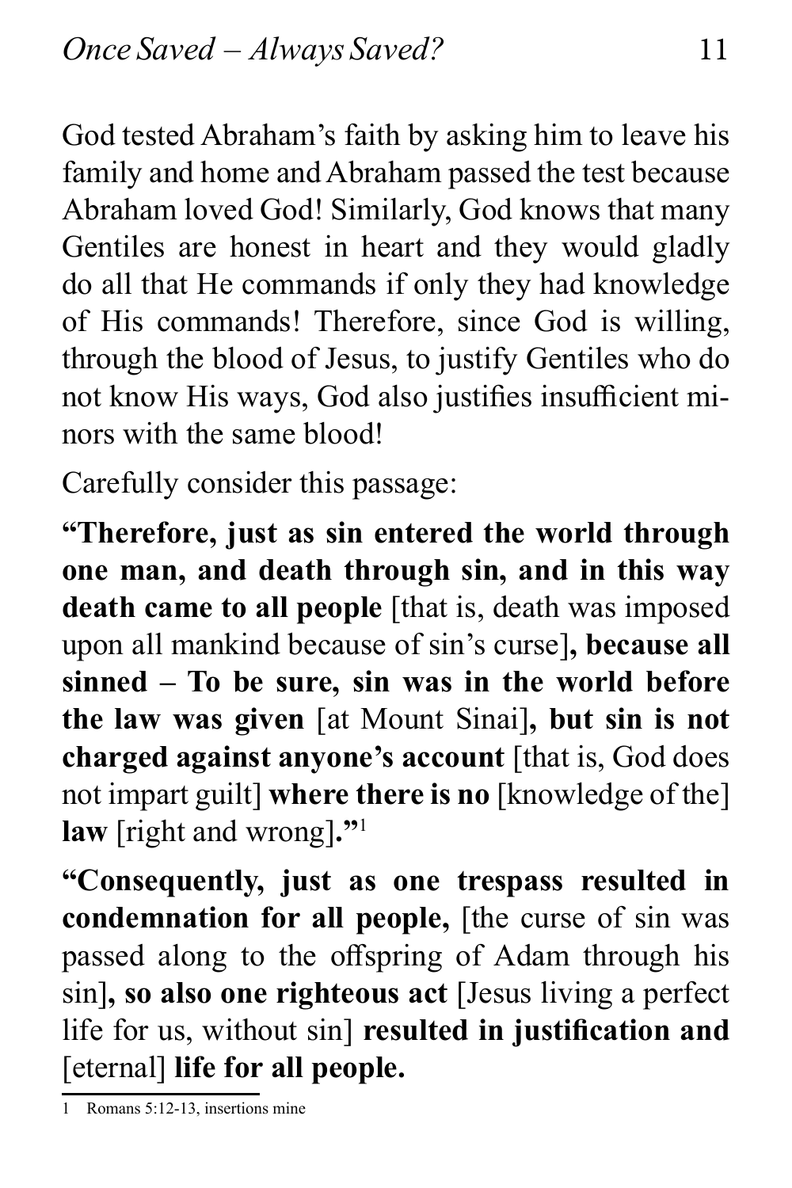God tested Abraham's faith by asking him to leave his family and home and Abraham passed the test because Abraham loved God! Similarly, God knows that many Gentiles are honest in heart and they would gladly do all that He commands if only they had knowledge of His commands! Therefore, since God is willing, through the blood of Jesus, to justify Gentiles who do not know His ways, God also justifies insufficient minors with the same blood!

Carefully consider this passage:

**"Therefore, just as sin entered the world through one man, and death through sin, and in this way death came to all people** [that is, death was imposed upon all mankind because of sin's curse]**, because all sinned – To be sure, sin was in the world before the law was given** [at Mount Sinai]**, but sin is not charged against anyone's account** [that is, God does not impart guilt] **where there is no** [knowledge of the] **law** [right and wrong]**."**[1]

**"Consequently, just as one trespass resulted in condemnation for all people,** [the curse of sin was passed along to the offspring of Adam through his sin]**, so also one righteous act** [Jesus living a perfect life for us, without sin] **resulted in justification and** [eternal] **life for all people.**

[1] Romans 5:12-13, insertions mine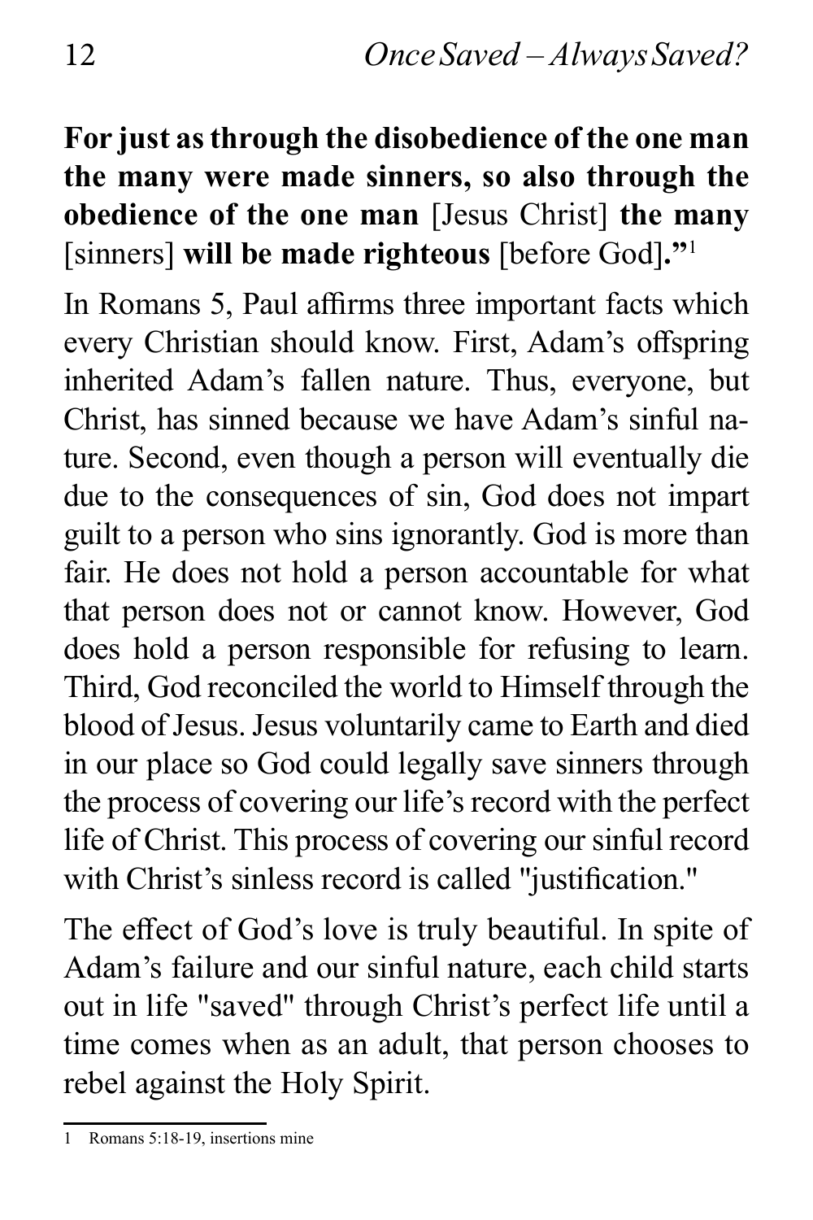**For just as through the disobedience of the one man the many were made sinners, so also through the obedience of the one man** [Jesus Christ] **the many** [sinners] **will be made righteous** [before God]**."**[1]

In Romans 5, Paul affirms three important facts which every Christian should know. First, Adam's offspring inherited Adam's fallen nature. Thus, everyone, but Christ, has sinned because we have Adam's sinful nature. Second, even though a person will eventually die due to the consequences of sin, God does not impart guilt to a person who sins ignorantly. God is more than fair. He does not hold a person accountable for what that person does not or cannot know. However, God does hold a person responsible for refusing to learn. Third, God reconciled the world to Himself through the blood of Jesus. Jesus voluntarily came to Earth and died in our place so God could legally save sinners through the process of covering our life's record with the perfect life of Christ. This process of covering our sinful record with Christ's sinless record is called "justification."

The effect of God's love is truly beautiful. In spite of Adam's failure and our sinful nature, each child starts out in life "saved" through Christ's perfect life until a time comes when as an adult, that person chooses to rebel against the Holy Spirit.

---

1 Romans 5:18-19, insertions mine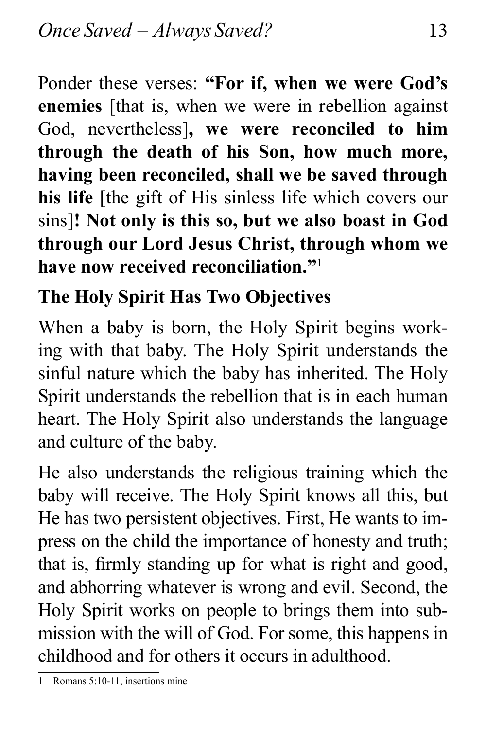Ponder these verses: **"For if, when we were God's enemies** [that is, when we were in rebellion against God, nevertheless]**, we were reconciled to him through the death of his Son, how much more, having been reconciled, shall we be saved through his life** [the gift of His sinless life which covers our sins]**! Not only is this so, but we also boast in God through our Lord Jesus Christ, through whom we have now received reconciliation."**[1]

## The Holy Spirit Has Two Objectives

When a baby is born, the Holy Spirit begins working with that baby. The Holy Spirit understands the sinful nature which the baby has inherited. The Holy Spirit understands the rebellion that is in each human heart. The Holy Spirit also understands the language and culture of the baby.

He also understands the religious training which the baby will receive. The Holy Spirit knows all this, but He has two persistent objectives. First, He wants to impress on the child the importance of honesty and truth; that is, firmly standing up for what is right and good, and abhorring whatever is wrong and evil. Second, the Holy Spirit works on people to brings them into submission with the will of God. For some, this happens in childhood and for others it occurs in adulthood.

---

1 Romans 5:10-11, insertions mine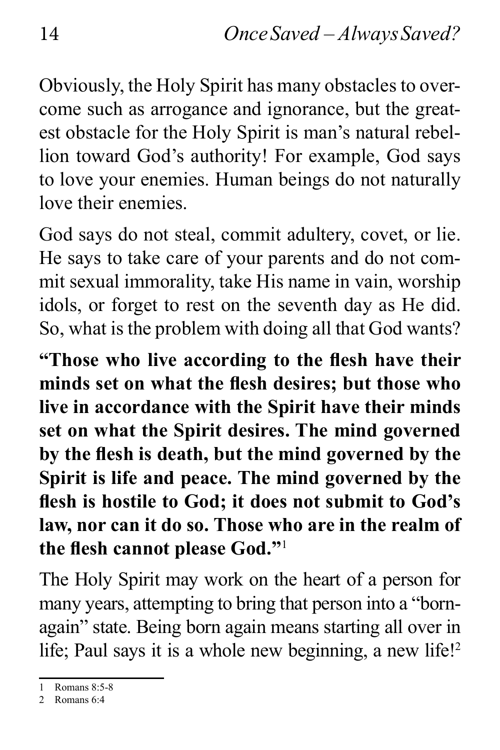Obviously, the Holy Spirit has many obstacles to overcome such as arrogance and ignorance, but the greatest obstacle for the Holy Spirit is man's natural rebellion toward God's authority! For example, God says to love your enemies. Human beings do not naturally love their enemies.

God says do not steal, commit adultery, covet, or lie. He says to take care of your parents and do not commit sexual immorality, take His name in vain, worship idols, or forget to rest on the seventh day as He did. So, what is the problem with doing all that God wants?

**"Those who live according to the flesh have their minds set on what the flesh desires; but those who live in accordance with the Spirit have their minds set on what the Spirit desires. The mind governed by the flesh is death, but the mind governed by the Spirit is life and peace. The mind governed by the flesh is hostile to God; it does not submit to God's law, nor can it do so. Those who are in the realm of the flesh cannot please God."**[1]

The Holy Spirit may work on the heart of a person for many years, attempting to bring that person into a "born-again" state. Being born again means starting all over in life; Paul says it is a whole new beginning, a new life![2]

---

1 Romans 8:5-8

2 Romans 6:4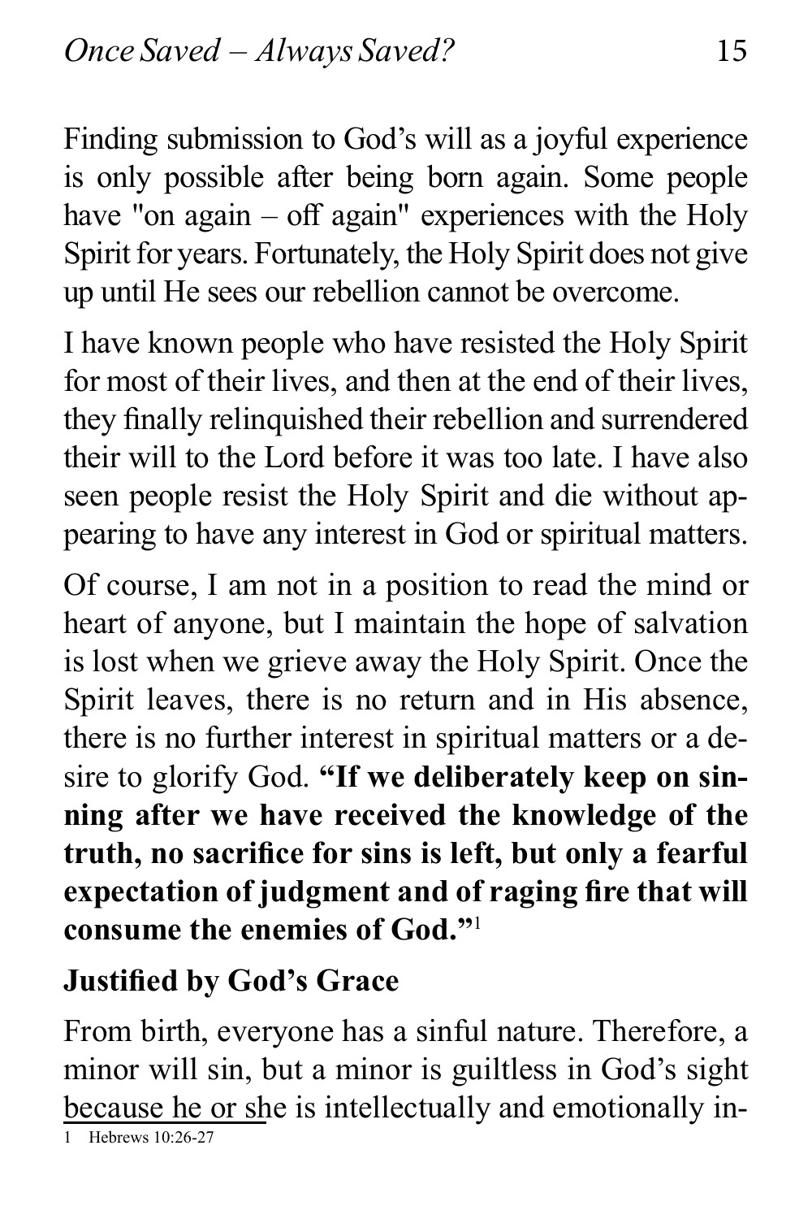Finding submission to God's will as a joyful experience is only possible after being born again. Some people have "on again – off again" experiences with the Holy Spirit for years. Fortunately, the Holy Spirit does not give up until He sees our rebellion cannot be overcome.

I have known people who have resisted the Holy Spirit for most of their lives, and then at the end of their lives, they finally relinquished their rebellion and surrendered their will to the Lord before it was too late. I have also seen people resist the Holy Spirit and die without appearing to have any interest in God or spiritual matters.

Of course, I am not in a position to read the mind or heart of anyone, but I maintain the hope of salvation is lost when we grieve away the Holy Spirit. Once the Spirit leaves, there is no return and in His absence, there is no further interest in spiritual matters or a desire to glorify God. **"If we deliberately keep on sinning after we have received the knowledge of the truth, no sacrifice for sins is left, but only a fearful expectation of judgment and of raging fire that will consume the enemies of God."**[1]

### Justified by God's Grace

From birth, everyone has a sinful nature. Therefore, a minor will sin, but a minor is guiltless in God's sight because he or she is intellectually and emotionally in-

1 Hebrews 10:26-27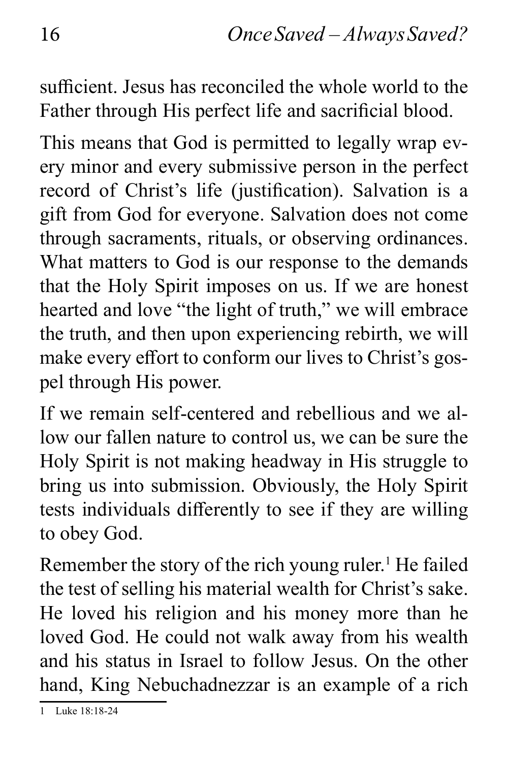sufficient. Jesus has reconciled the whole world to the Father through His perfect life and sacrificial blood.

This means that God is permitted to legally wrap every minor and every submissive person in the perfect record of Christ's life (justification). Salvation is a gift from God for everyone. Salvation does not come through sacraments, rituals, or observing ordinances. What matters to God is our response to the demands that the Holy Spirit imposes on us. If we are honest hearted and love "the light of truth," we will embrace the truth, and then upon experiencing rebirth, we will make every effort to conform our lives to Christ's gospel through His power.

If we remain self-centered and rebellious and we allow our fallen nature to control us, we can be sure the Holy Spirit is not making headway in His struggle to bring us into submission. Obviously, the Holy Spirit tests individuals differently to see if they are willing to obey God.

Remember the story of the rich young ruler.[1] He failed the test of selling his material wealth for Christ's sake. He loved his religion and his money more than he loved God. He could not walk away from his wealth and his status in Israel to follow Jesus. On the other hand, King Nebuchadnezzar is an example of a rich

---

1 Luke 18:18-24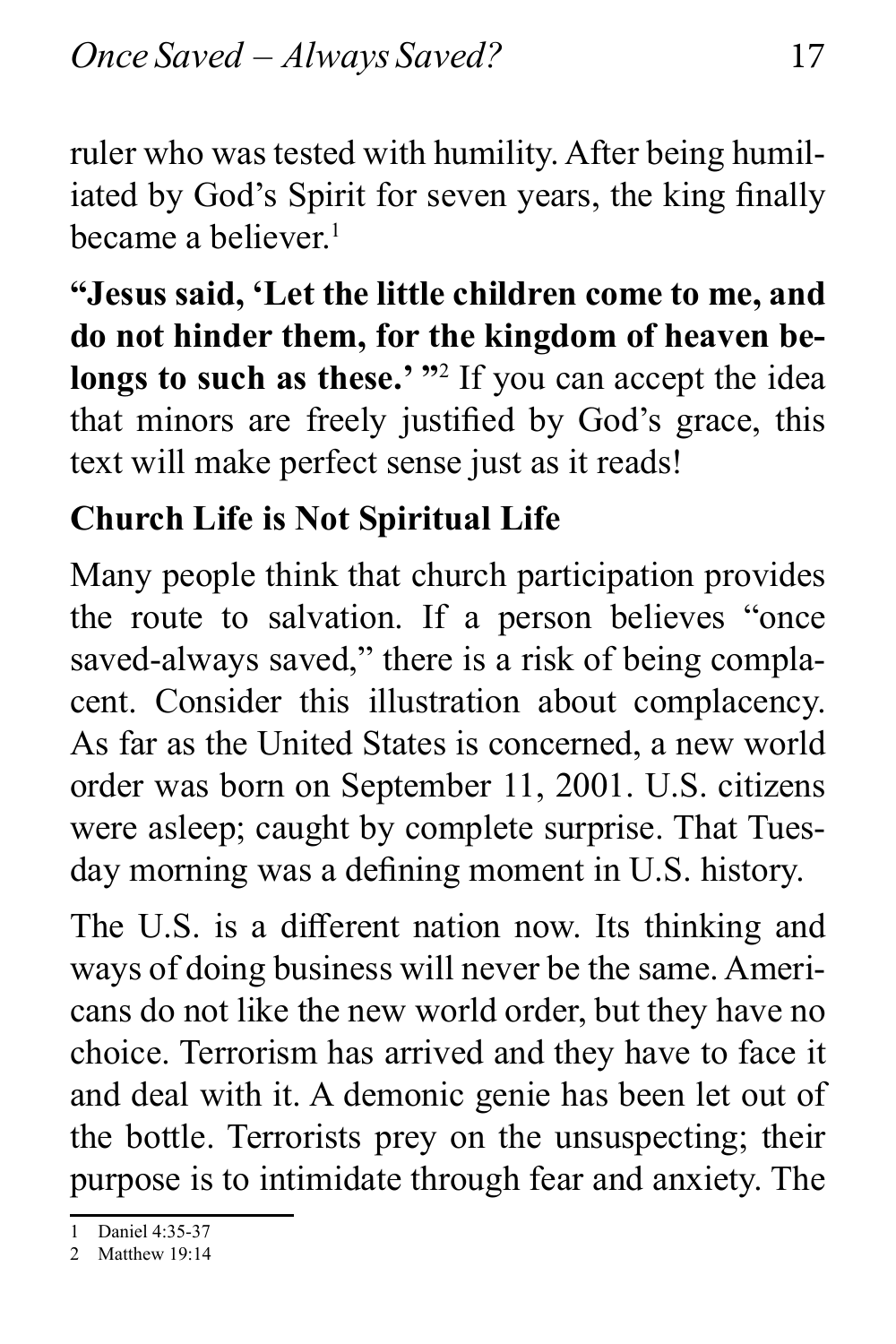ruler who was tested with humility. After being humiliated by God's Spirit for seven years, the king finally became a believer.[1]

**"Jesus said, 'Let the little children come to me, and do not hinder them, for the kingdom of heaven belongs to such as these.' "**[2] If you can accept the idea that minors are freely justified by God's grace, this text will make perfect sense just as it reads!

## Church Life is Not Spiritual Life

Many people think that church participation provides the route to salvation. If a person believes "once saved-always saved," there is a risk of being complacent. Consider this illustration about complacency. As far as the United States is concerned, a new world order was born on September 11, 2001. U.S. citizens were asleep; caught by complete surprise. That Tuesday morning was a defining moment in U.S. history.

The U.S. is a different nation now. Its thinking and ways of doing business will never be the same. Americans do not like the new world order, but they have no choice. Terrorism has arrived and they have to face it and deal with it. A demonic genie has been let out of the bottle. Terrorists prey on the unsuspecting; their purpose is to intimidate through fear and anxiety. The

---

1 Daniel 4:35-37

2 Matthew 19:14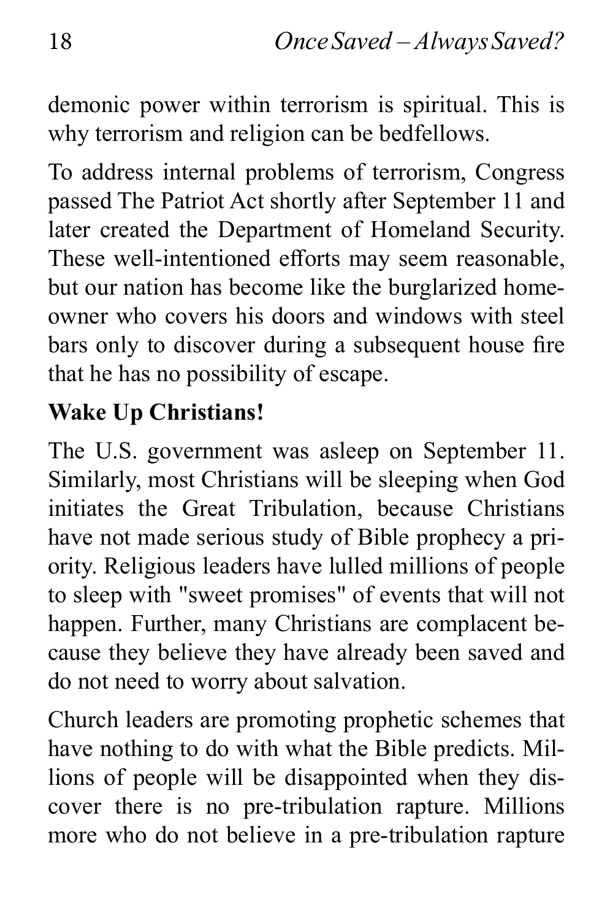demonic power within terrorism is spiritual. This is why terrorism and religion can be bedfellows.

To address internal problems of terrorism, Congress passed The Patriot Act shortly after September 11 and later created the Department of Homeland Security. These well-intentioned efforts may seem reasonable, but our nation has become like the burglarized homeowner who covers his doors and windows with steel bars only to discover during a subsequent house fire that he has no possibility of escape.

**Wake Up Christians!**

The U.S. government was asleep on September 11. Similarly, most Christians will be sleeping when God initiates the Great Tribulation, because Christians have not made serious study of Bible prophecy a priority. Religious leaders have lulled millions of people to sleep with "sweet promises" of events that will not happen. Further, many Christians are complacent because they believe they have already been saved and do not need to worry about salvation.

Church leaders are promoting prophetic schemes that have nothing to do with what the Bible predicts. Millions of people will be disappointed when they discover there is no pre-tribulation rapture. Millions more who do not believe in a pre-tribulation rapture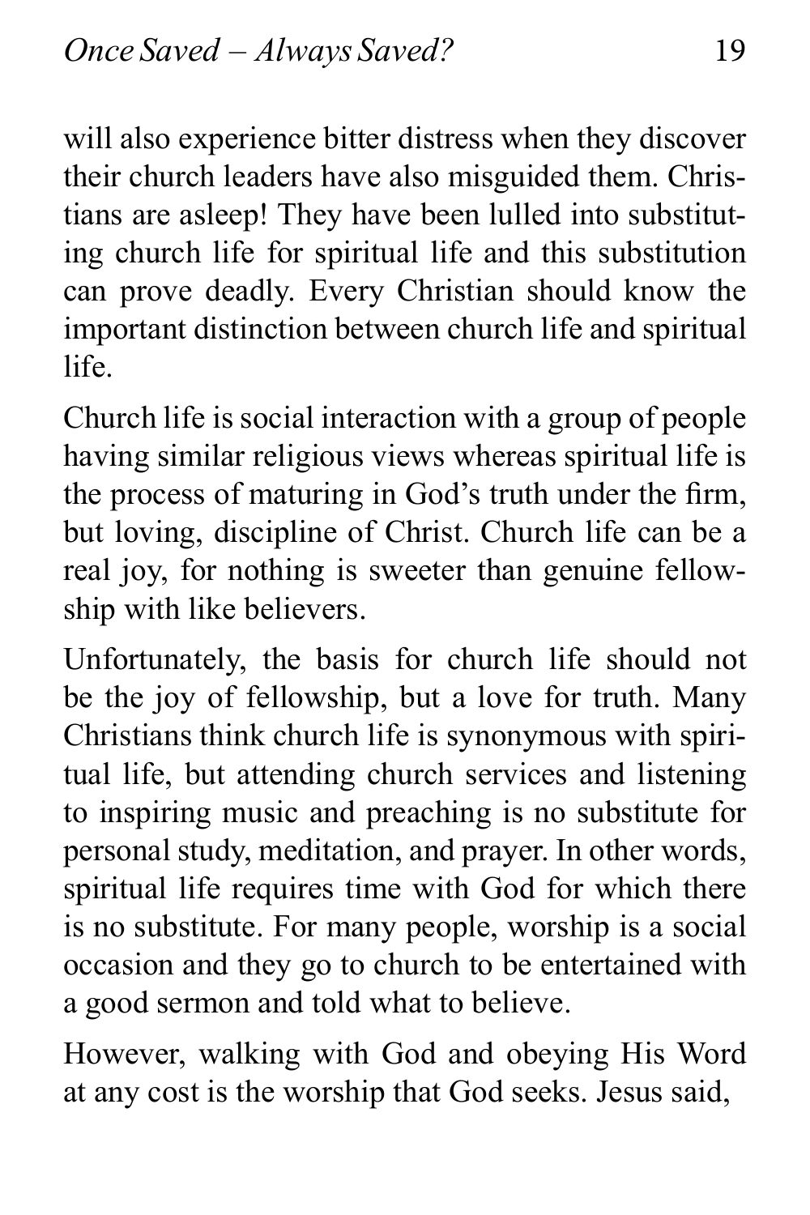will also experience bitter distress when they discover their church leaders have also misguided them. Christians are asleep! They have been lulled into substituting church life for spiritual life and this substitution can prove deadly. Every Christian should know the important distinction between church life and spiritual life.

Church life is social interaction with a group of people having similar religious views whereas spiritual life is the process of maturing in God's truth under the firm, but loving, discipline of Christ. Church life can be a real joy, for nothing is sweeter than genuine fellowship with like believers.

Unfortunately, the basis for church life should not be the joy of fellowship, but a love for truth. Many Christians think church life is synonymous with spiritual life, but attending church services and listening to inspiring music and preaching is no substitute for personal study, meditation, and prayer. In other words, spiritual life requires time with God for which there is no substitute. For many people, worship is a social occasion and they go to church to be entertained with a good sermon and told what to believe.

However, walking with God and obeying His Word at any cost is the worship that God seeks. Jesus said,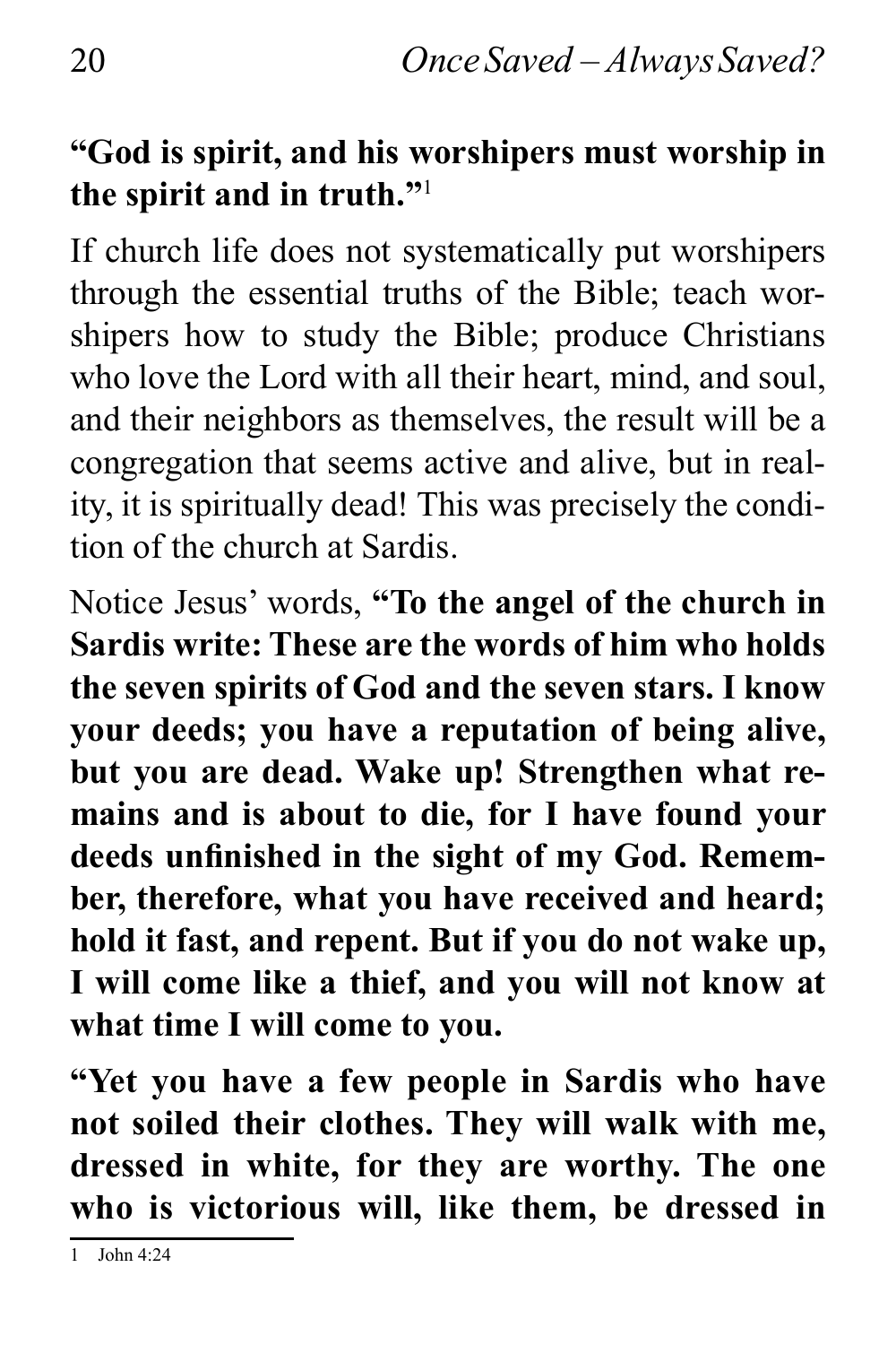**"God is spirit, and his worshipers must worship in the spirit and in truth."**[1]

If church life does not systematically put worshipers through the essential truths of the Bible; teach worshipers how to study the Bible; produce Christians who love the Lord with all their heart, mind, and soul, and their neighbors as themselves, the result will be a congregation that seems active and alive, but in reality, it is spiritually dead! This was precisely the condition of the church at Sardis.

Notice Jesus' words, **"To the angel of the church in Sardis write: These are the words of him who holds the seven spirits of God and the seven stars. I know your deeds; you have a reputation of being alive, but you are dead. Wake up! Strengthen what remains and is about to die, for I have found your deeds unfinished in the sight of my God. Remember, therefore, what you have received and heard; hold it fast, and repent. But if you do not wake up, I will come like a thief, and you will not know at what time I will come to you.**

**"Yet you have a few people in Sardis who have not soiled their clothes. They will walk with me, dressed in white, for they are worthy. The one who is victorious will, like them, be dressed in**

---

1 John 4:24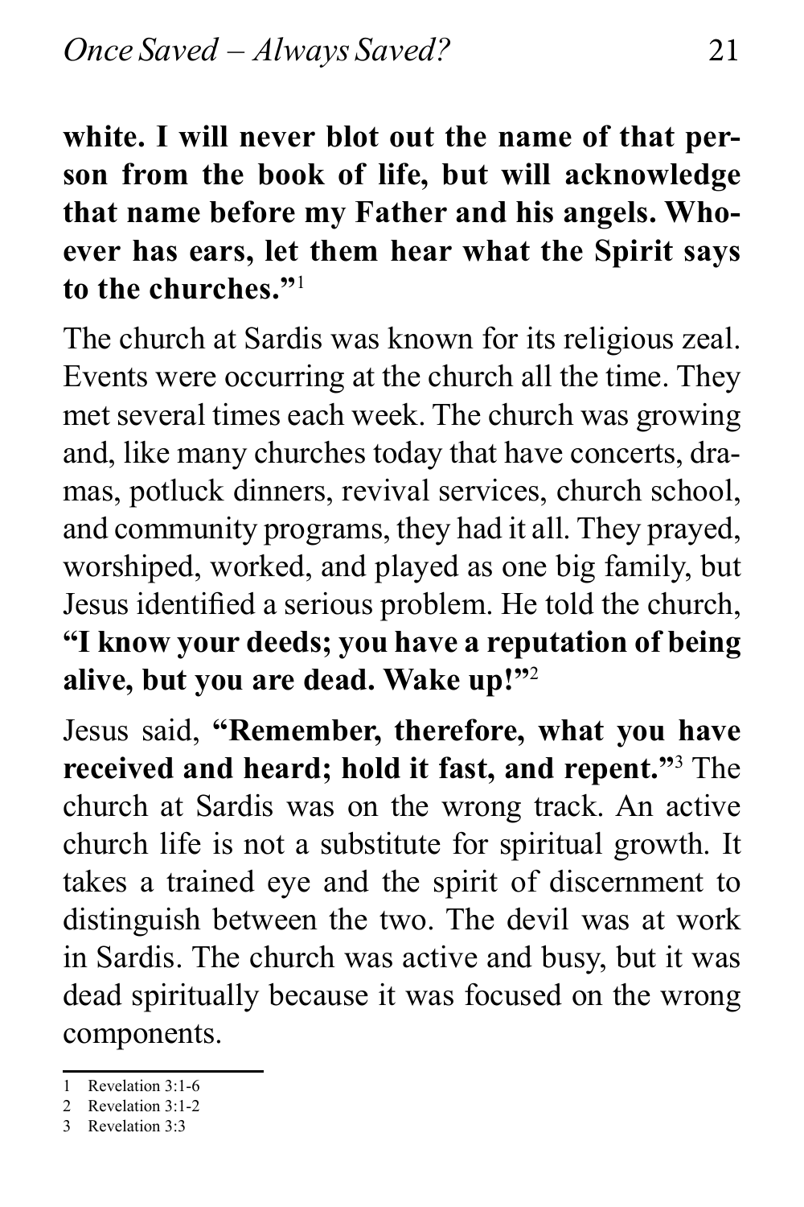**white. I will never blot out the name of that person from the book of life, but will acknowledge that name before my Father and his angels. Whoever has ears, let them hear what the Spirit says to the churches."**[1]

The church at Sardis was known for its religious zeal. Events were occurring at the church all the time. They met several times each week. The church was growing and, like many churches today that have concerts, dramas, potluck dinners, revival services, church school, and community programs, they had it all. They prayed, worshiped, worked, and played as one big family, but Jesus identified a serious problem. He told the church, **"I know your deeds; you have a reputation of being alive, but you are dead. Wake up!"**[2]

Jesus said, **"Remember, therefore, what you have received and heard; hold it fast, and repent."**[3] The church at Sardis was on the wrong track. An active church life is not a substitute for spiritual growth. It takes a trained eye and the spirit of discernment to distinguish between the two. The devil was at work in Sardis. The church was active and busy, but it was dead spiritually because it was focused on the wrong components.

---

1 Revelation 3:1-6
2 Revelation 3:1-2
3 Revelation 3:3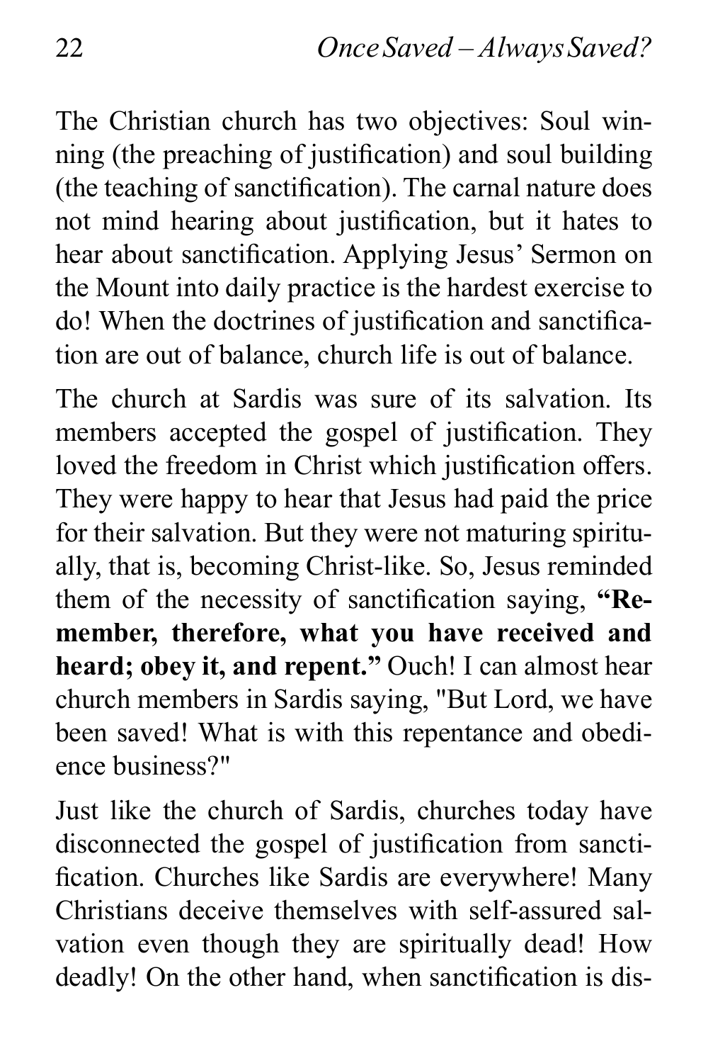The Christian church has two objectives: Soul winning (the preaching of justification) and soul building (the teaching of sanctification). The carnal nature does not mind hearing about justification, but it hates to hear about sanctification. Applying Jesus' Sermon on the Mount into daily practice is the hardest exercise to do! When the doctrines of justification and sanctification are out of balance, church life is out of balance.

The church at Sardis was sure of its salvation. Its members accepted the gospel of justification. They loved the freedom in Christ which justification offers. They were happy to hear that Jesus had paid the price for their salvation. But they were not maturing spiritually, that is, becoming Christ-like. So, Jesus reminded them of the necessity of sanctification saying, **"Remember, therefore, what you have received and heard; obey it, and repent."** Ouch! I can almost hear church members in Sardis saying, "But Lord, we have been saved! What is with this repentance and obedience business?"

Just like the church of Sardis, churches today have disconnected the gospel of justification from sanctification. Churches like Sardis are everywhere! Many Christians deceive themselves with self-assured salvation even though they are spiritually dead! How deadly! On the other hand, when sanctification is dis-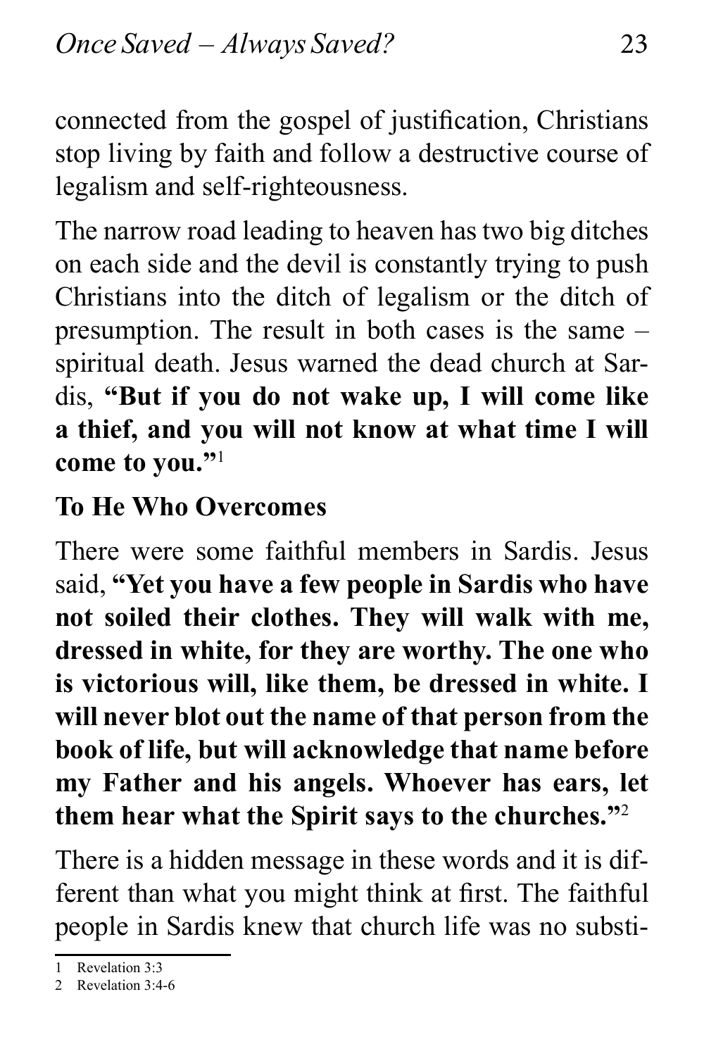connected from the gospel of justification, Christians stop living by faith and follow a destructive course of legalism and self-righteousness.

The narrow road leading to heaven has two big ditches on each side and the devil is constantly trying to push Christians into the ditch of legalism or the ditch of presumption. The result in both cases is the same – spiritual death. Jesus warned the dead church at Sardis, **"But if you do not wake up, I will come like a thief, and you will not know at what time I will come to you."**[1]

## To He Who Overcomes

There were some faithful members in Sardis. Jesus said, **"Yet you have a few people in Sardis who have not soiled their clothes. They will walk with me, dressed in white, for they are worthy. The one who is victorious will, like them, be dressed in white. I will never blot out the name of that person from the book of life, but will acknowledge that name before my Father and his angels. Whoever has ears, let them hear what the Spirit says to the churches."**[2]

There is a hidden message in these words and it is different than what you might think at first. The faithful people in Sardis knew that church life was no substi-

---

1 Revelation 3:3

2 Revelation 3:4-6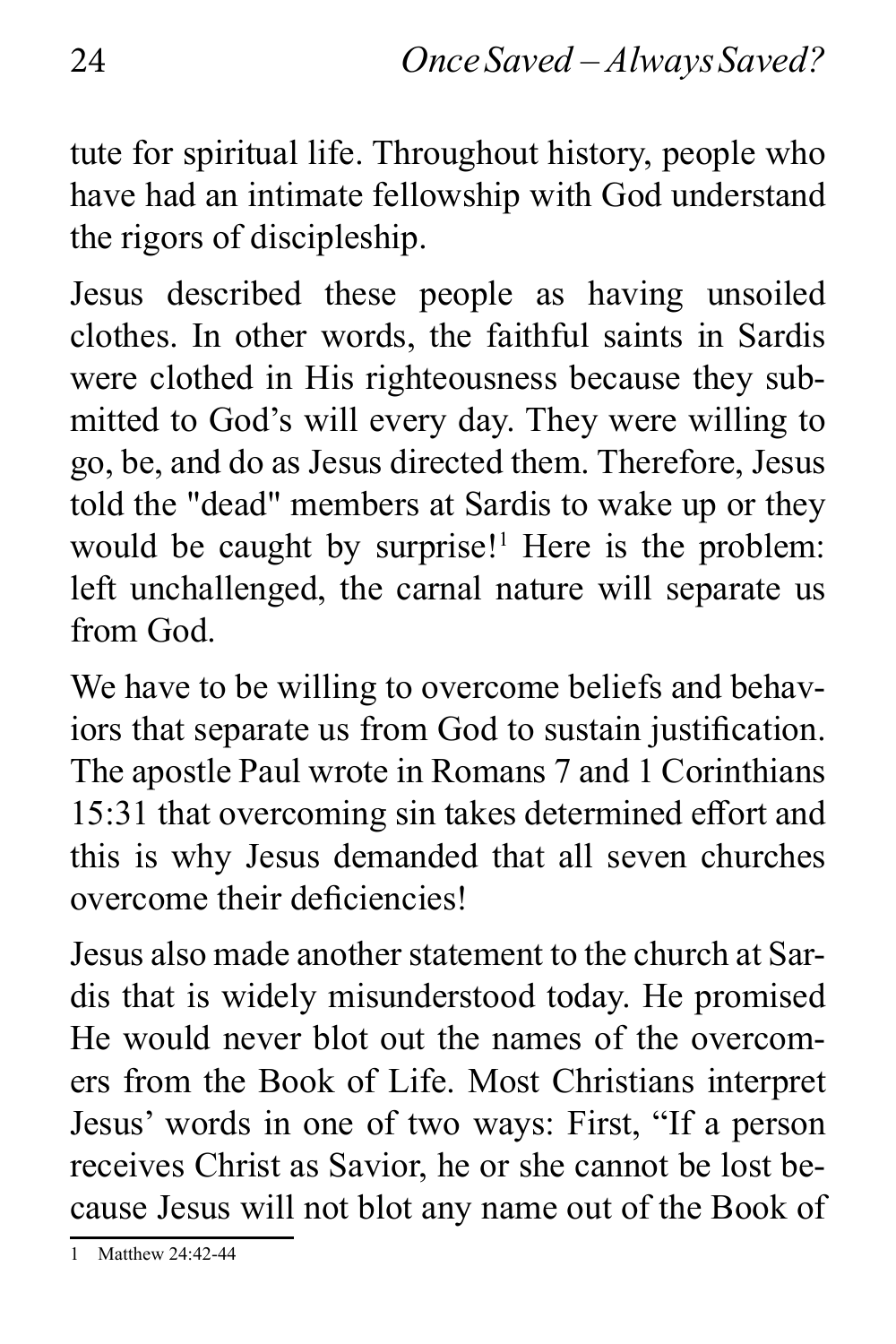tute for spiritual life. Throughout history, people who have had an intimate fellowship with God understand the rigors of discipleship.

Jesus described these people as having unsoiled clothes. In other words, the faithful saints in Sardis were clothed in His righteousness because they submitted to God's will every day. They were willing to go, be, and do as Jesus directed them. Therefore, Jesus told the "dead" members at Sardis to wake up or they would be caught by surprise![1] Here is the problem: left unchallenged, the carnal nature will separate us from God.

We have to be willing to overcome beliefs and behaviors that separate us from God to sustain justification. The apostle Paul wrote in Romans 7 and 1 Corinthians 15:31 that overcoming sin takes determined effort and this is why Jesus demanded that all seven churches overcome their deficiencies!

Jesus also made another statement to the church at Sardis that is widely misunderstood today. He promised He would never blot out the names of the overcomers from the Book of Life. Most Christians interpret Jesus' words in one of two ways: First, "If a person receives Christ as Savior, he or she cannot be lost because Jesus will not blot any name out of the Book of

---

[1] Matthew 24:42-44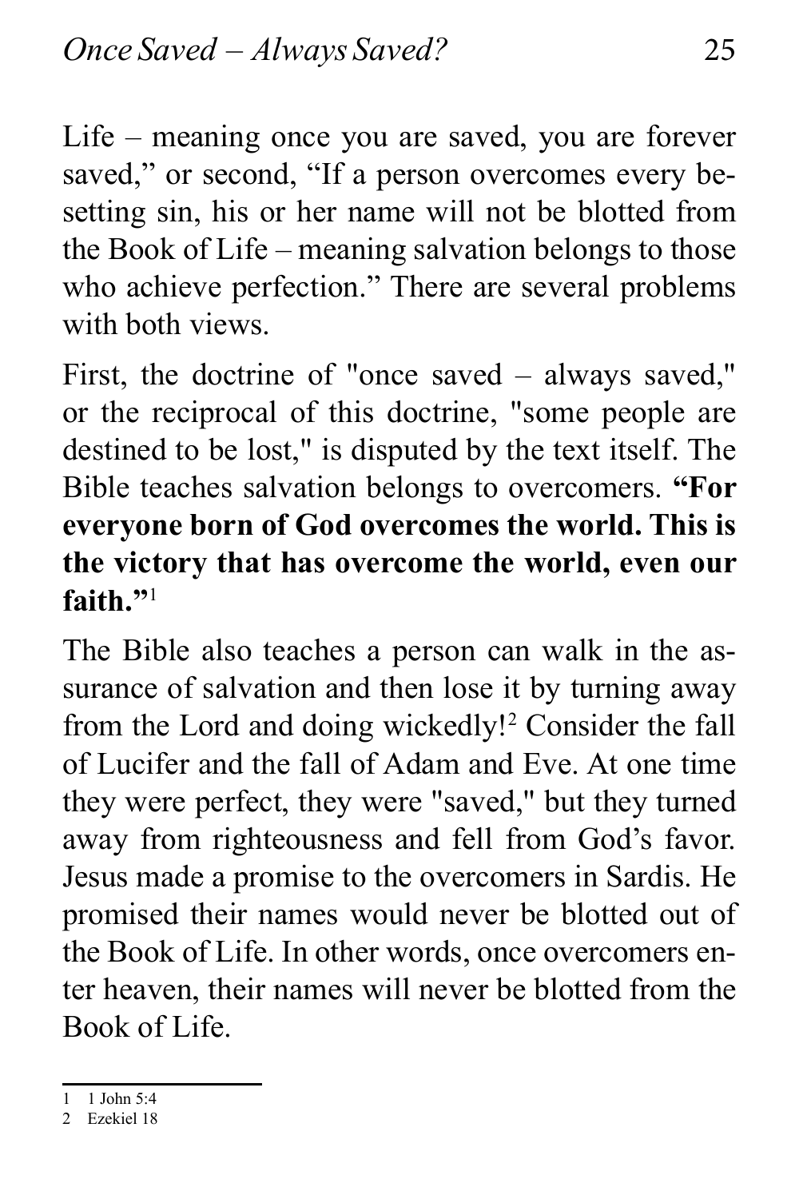Life – meaning once you are saved, you are forever saved," or second, "If a person overcomes every besetting sin, his or her name will not be blotted from the Book of Life – meaning salvation belongs to those who achieve perfection." There are several problems with both views.

First, the doctrine of "once saved – always saved," or the reciprocal of this doctrine, "some people are destined to be lost," is disputed by the text itself. The Bible teaches salvation belongs to overcomers. **"For everyone born of God overcomes the world. This is the victory that has overcome the world, even our faith."**[1]

The Bible also teaches a person can walk in the assurance of salvation and then lose it by turning away from the Lord and doing wickedly![2] Consider the fall of Lucifer and the fall of Adam and Eve. At one time they were perfect, they were "saved," but they turned away from righteousness and fell from God's favor. Jesus made a promise to the overcomers in Sardis. He promised their names would never be blotted out of the Book of Life. In other words, once overcomers enter heaven, their names will never be blotted from the Book of Life.

---

1 1 John 5:4

2 Ezekiel 18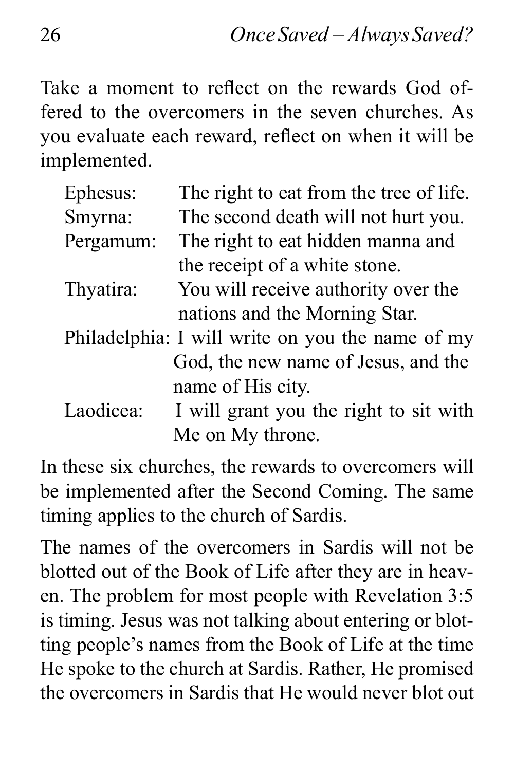Take a moment to reflect on the rewards God offered to the overcomers in the seven churches. As you evaluate each reward, reflect on when it will be implemented.

| | |
|---|---|
| Ephesus: | The right to eat from the tree of life. |
| Smyrna: | The second death will not hurt you. |
| Pergamum: | The right to eat hidden manna and the receipt of a white stone. |
| Thyatira: | You will receive authority over the nations and the Morning Star. |
| Philadelphia: | I will write on you the name of my God, the new name of Jesus, and the name of His city. |
| Laodicea: | I will grant you the right to sit with Me on My throne. |

In these six churches, the rewards to overcomers will be implemented after the Second Coming. The same timing applies to the church of Sardis.

The names of the overcomers in Sardis will not be blotted out of the Book of Life after they are in heaven. The problem for most people with Revelation 3:5 is timing. Jesus was not talking about entering or blotting people's names from the Book of Life at the time He spoke to the church at Sardis. Rather, He promised the overcomers in Sardis that He would never blot out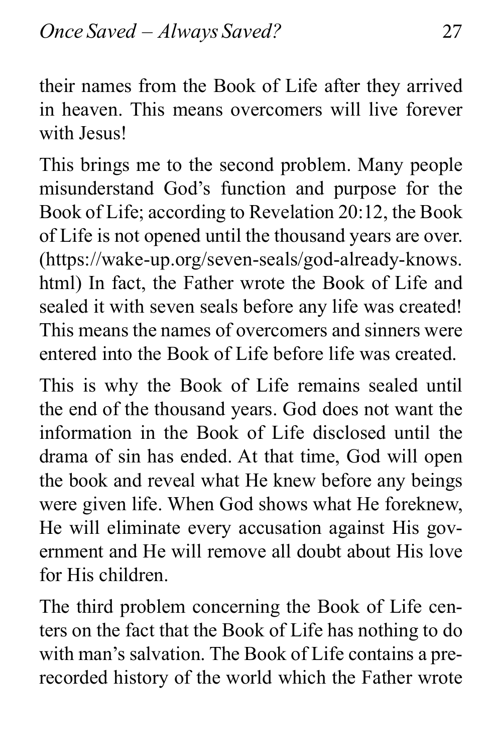their names from the Book of Life after they arrived in heaven. This means overcomers will live forever with Jesus!

This brings me to the second problem. Many people misunderstand God's function and purpose for the Book of Life; according to Revelation 20:12, the Book of Life is not opened until the thousand years are over. (https://wake-up.org/seven-seals/god-already-knows.html) In fact, the Father wrote the Book of Life and sealed it with seven seals before any life was created! This means the names of overcomers and sinners were entered into the Book of Life before life was created.

This is why the Book of Life remains sealed until the end of the thousand years. God does not want the information in the Book of Life disclosed until the drama of sin has ended. At that time, God will open the book and reveal what He knew before any beings were given life. When God shows what He foreknew, He will eliminate every accusation against His government and He will remove all doubt about His love for His children.

The third problem concerning the Book of Life centers on the fact that the Book of Life has nothing to do with man's salvation. The Book of Life contains a prerecorded history of the world which the Father wrote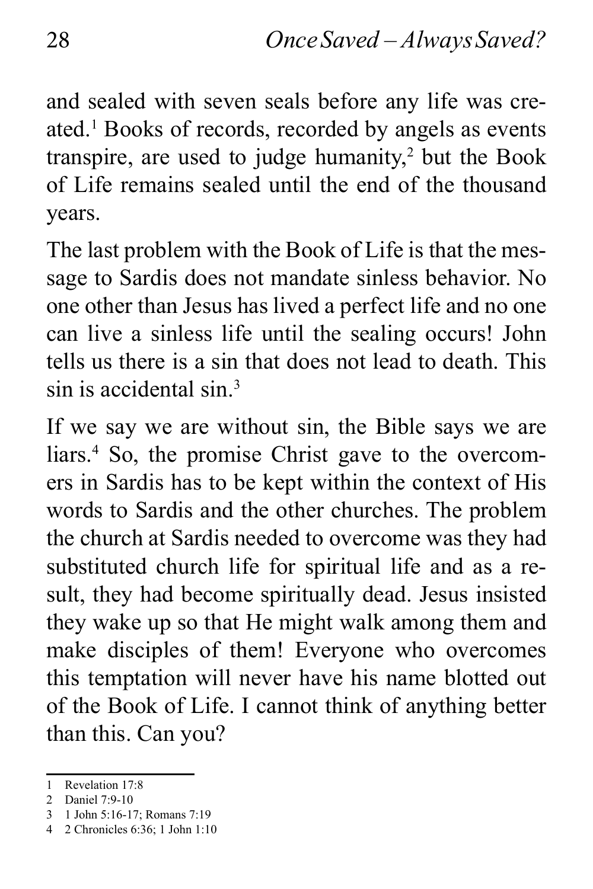and sealed with seven seals before any life was created.[1] Books of records, recorded by angels as events transpire, are used to judge humanity,[2] but the Book of Life remains sealed until the end of the thousand years.

The last problem with the Book of Life is that the message to Sardis does not mandate sinless behavior. No one other than Jesus has lived a perfect life and no one can live a sinless life until the sealing occurs! John tells us there is a sin that does not lead to death. This sin is accidental sin.[3]

If we say we are without sin, the Bible says we are liars.[4] So, the promise Christ gave to the overcomers in Sardis has to be kept within the context of His words to Sardis and the other churches. The problem the church at Sardis needed to overcome was they had substituted church life for spiritual life and as a result, they had become spiritually dead. Jesus insisted they wake up so that He might walk among them and make disciples of them! Everyone who overcomes this temptation will never have his name blotted out of the Book of Life. I cannot think of anything better than this. Can you?

---

1 Revelation 17:8

2 Daniel 7:9-10

3 1 John 5:16-17; Romans 7:19

4 2 Chronicles 6:36; 1 John 1:10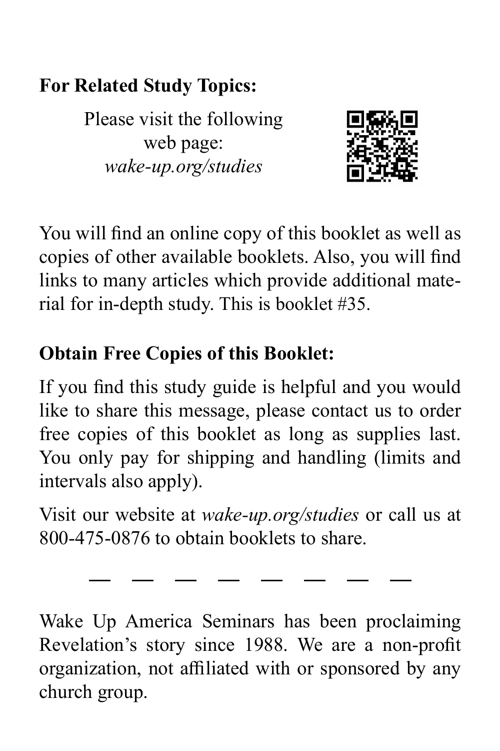**For Related Study Topics:**

Please visit the following web page: *wake-up.org/studies*

You will find an online copy of this booklet as well as copies of other available booklets. Also, you will find links to many articles which provide additional material for in-depth study. This is booklet #35.

**Obtain Free Copies of this Booklet:**

If you find this study guide is helpful and you would like to share this message, please contact us to order free copies of this booklet as long as supplies last. You only pay for shipping and handling (limits and intervals also apply).

Visit our website at *wake-up.org/studies* or call us at 800-475-0876 to obtain booklets to share.

— — — — — — — —

Wake Up America Seminars has been proclaiming Revelation's story since 1988. We are a non-profit organization, not affiliated with or sponsored by any church group.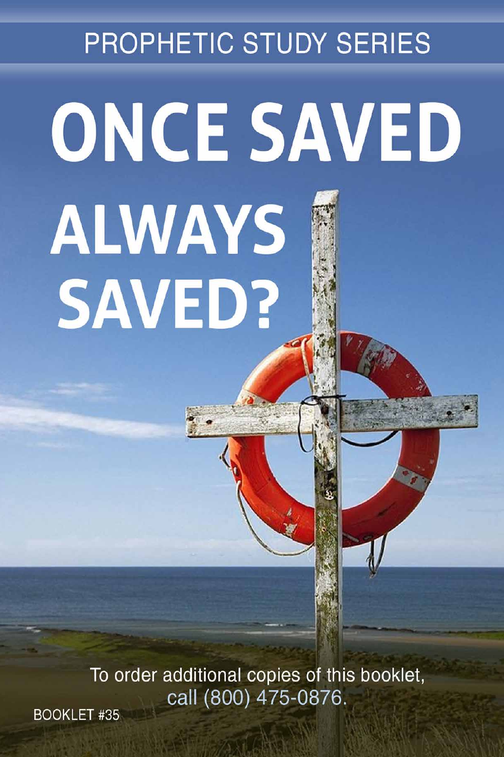PROPHETIC STUDY SERIES

# ONCE SAVED ALWAYS SAVED?

To order additional copies of this booklet, call (800) 475-0876.

BOOKLET #35